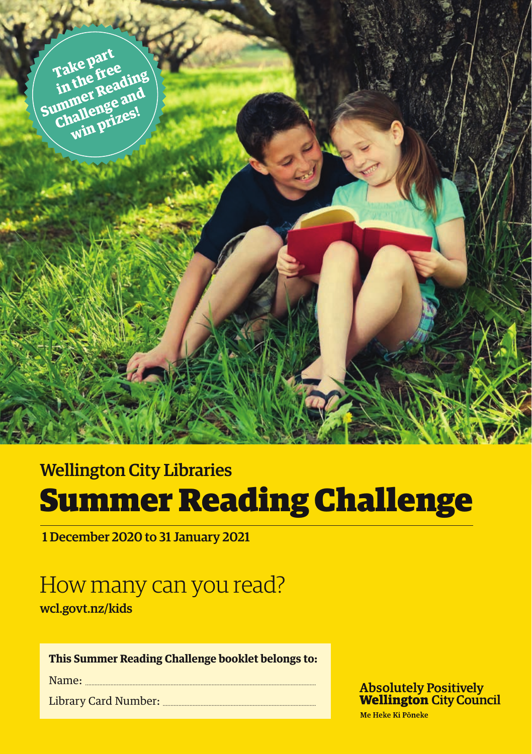Take part in the free Summer Reading Challenge and win prizes!

Wellington City Libraries

# Summer Reading Challenge

1 December 2020 to 31 January 2021

## How many can you read?

wcl.govt.nz/kids

**This Summer Reading Challenge booklet belongs to:**

Name: ....................................................

Library Card Number: ....................................................

**Absolutely Positively Wellington City Council**

Me Heke Ki Pōneke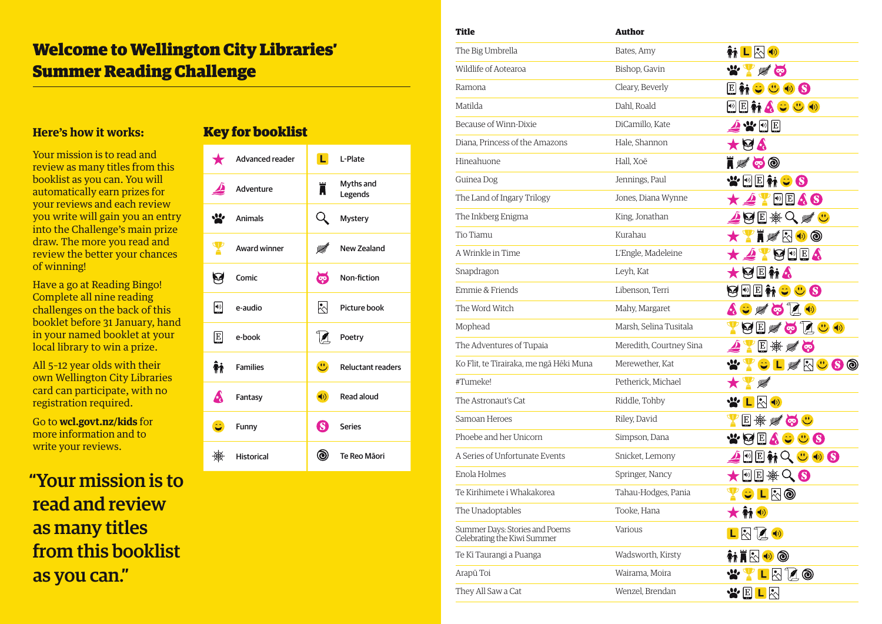# Welcome to Wellington City Libraries' Summer Reading Challenge

## Here's how it works:

Your mission is to read and review as many titles from this booklist as you can. You will automatically earn prizes for your reviews and each review you write will gain you an entry into the Challenge's main prize draw. The more you read and review the better your chances of winning!

Have a go at Reading Bingo! Complete all nine reading challenges on the back of this booklet before 31 January, hand in your named booklet at your local library to win a prize.

All 5-12 year olds with their own Wellington City Libraries card can participate, with no registration required.

Go to **wcl.govt.nz/kids** for more information and to write your reviews.

> "Your mission is to read and review as many titles from this booklist as you can."

## Key for booklist

| | | | |
|---|---|---|---|
| ★ | Advanced reader | L | L-Plate |
| ⛵ | Adventure | ♜ | Myths and Legends |
| 🐾 | Animals | 🔍 | Mystery |
| 🏆 | Award winner | 🌿 | New Zealand |
| 🦸 | Comic | 🦉 | Non-fiction |
| 🔊 | e-audio | 🖼 | Picture book |
| E | e-book | 📜 | Poetry |
| 👪 | Families | 🙂 | Reluctant readers |
| 🧙 | Fantasy | 🔉 | Read aloud |
| 😄 | Funny | S | Series |
| ❋ | Historical | ◎ | Te Reo Māori |

| Title | Author | Categories |
|---|---|---|
| The Big Umbrella | Bates, Amy | Families, L-Plate, Picture book, Read aloud |
| Wildlife of Aotearoa | Bishop, Gavin | Animals, Award winner, New Zealand, Non-fiction |
| Ramona | Cleary, Beverly | e-book, Families, Funny, Reluctant readers, Read aloud, Series |
| Matilda | Dahl, Roald | e-audio, e-book, Families, Fantasy, Funny, Reluctant readers, Read aloud |
| Because of Winn-Dixie | DiCamillo, Kate | Adventure, Animals, e-audio, e-book |
| Diana, Princess of the Amazons | Hale, Shannon | Advanced reader, Comic, Fantasy |
| Hineahuone | Hall, Xoë | Myths and Legends, New Zealand, Non-fiction, Te Reo Māori |
| Guinea Dog | Jennings, Paul | Animals, e-audio, e-book, Families, Funny, Series |
| The Land of Ingary Trilogy | Jones, Diana Wynne | Advanced reader, Adventure, Award winner, e-audio, e-book, Fantasy, Series |
| The Inkberg Enigma | King, Jonathan | Adventure, Comic, e-book, Historical, Mystery, New Zealand, Reluctant readers |
| Tio Tiamu | Kurahau | Advanced reader, Award winner, Myths and Legends, New Zealand, Picture book, Read aloud, Te Reo Māori |
| A Wrinkle in Time | L'Engle, Madeleine | Advanced reader, Adventure, Award winner, Comic, e-audio, e-book, Fantasy |
| Snapdragon | Leyh, Kat | Advanced reader, Comic, e-book, Families, Fantasy |
| Emmie & Friends | Libenson, Terri | Comic, e-audio, e-book, Families, Funny, Reluctant readers, Series |
| The Word Witch | Mahy, Margaret | Fantasy, Funny, New Zealand, Non-fiction, Poetry, Read aloud |
| Mophead | Marsh, Selina Tusitala | Award winner, Comic, e-book, New Zealand, Non-fiction, Poetry, Reluctant readers, Read aloud |
| The Adventures of Tupaia | Meredith, Courtney Sina | Adventure, Award winner, e-book, Historical, New Zealand, Non-fiction |
| Ko Flit, te Tiriairaka, me ngā Hēki Muna | Merewether, Kat | Animals, Award winner, Funny, L-Plate, New Zealand, Picture book, Reluctant readers, Series, Te Reo Māori |
| #Tumeke! | Petherick, Michael | Advanced reader, Award winner, New Zealand |
| The Astronaut's Cat | Riddle, Tohby | Animals, L-Plate, Picture book, Read aloud |
| Samoan Heroes | Riley, David | Award winner, e-book, Historical, New Zealand, Non-fiction, Reluctant readers |
| Phoebe and her Unicorn | Simpson, Dana | Animals, Comic, e-book, Fantasy, Funny, Reluctant readers, Series |
| A Series of Unfortunate Events | Snicket, Lemony | Adventure, e-audio, e-book, Families, Mystery, Reluctant readers, Read aloud, Series |
| Enola Holmes | Springer, Nancy | Advanced reader, e-audio, e-book, Historical, Mystery, Series |
| Te Kirihimete i Whakakorea | Tahau-Hodges, Pania | Award winner, Funny, L-Plate, Picture book, Te Reo Māori |
| The Unadoptables | Tooke, Hana | Advanced reader, Families, Read aloud |
| Summer Days: Stories and Poems Celebrating the Kiwi Summer | Various | L-Plate, Picture book, Poetry, Read aloud |
| Te Kī Taurangi a Puanga | Wadsworth, Kirsty | Families, Myths and Legends, Picture book, Read aloud, Te Reo Māori |
| Arapū Toi | Wairama, Moira | Animals, Award winner, L-Plate, Picture book, Poetry, Te Reo Māori |
| They All Saw a Cat | Wenzel, Brendan | Animals, e-book, L-Plate, Picture book |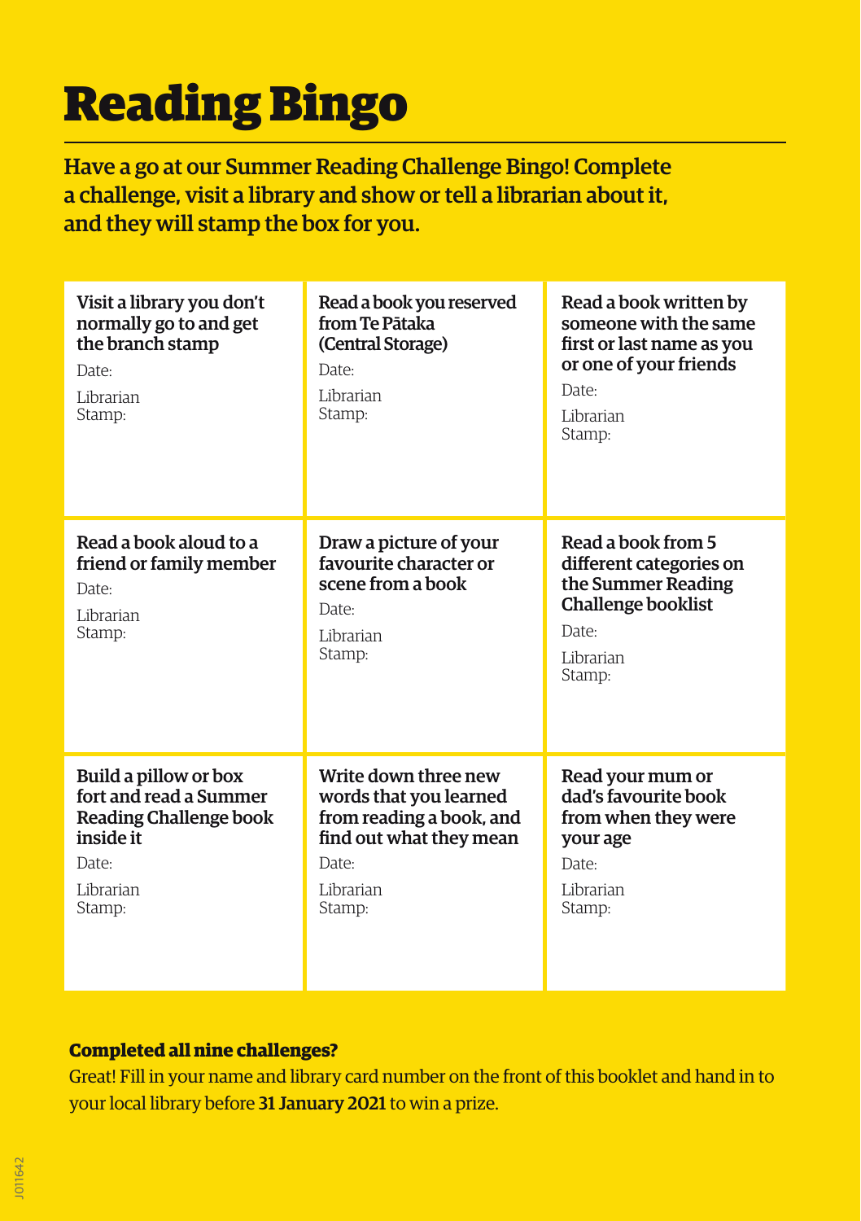# Reading Bingo

**Have a go at our Summer Reading Challenge Bingo! Complete a challenge, visit a library and show or tell a librarian about it, and they will stamp the box for you.**

| | | |
|---|---|---|
| **Visit a library you don't normally go to and get the branch stamp**<br>Date:<br>Librarian Stamp: | **Read a book you reserved from Te Pātaka (Central Storage)**<br>Date:<br>Librarian Stamp: | **Read a book written by someone with the same first or last name as you or one of your friends**<br>Date:<br>Librarian Stamp: |
| **Read a book aloud to a friend or family member**<br>Date:<br>Librarian Stamp: | **Draw a picture of your favourite character or scene from a book**<br>Date:<br>Librarian Stamp: | **Read a book from 5 different categories on the Summer Reading Challenge booklist**<br>Date:<br>Librarian Stamp: |
| **Build a pillow or box fort and read a Summer Reading Challenge book inside it**<br>Date:<br>Librarian Stamp: | **Write down three new words that you learned from reading a book, and find out what they mean**<br>Date:<br>Librarian Stamp: | **Read your mum or dad's favourite book from when they were your age**<br>Date:<br>Librarian Stamp: |

**Completed all nine challenges?**

Great! Fill in your name and library card number on the front of this booklet and hand in to your local library before **31 January 2021** to win a prize.

J011642